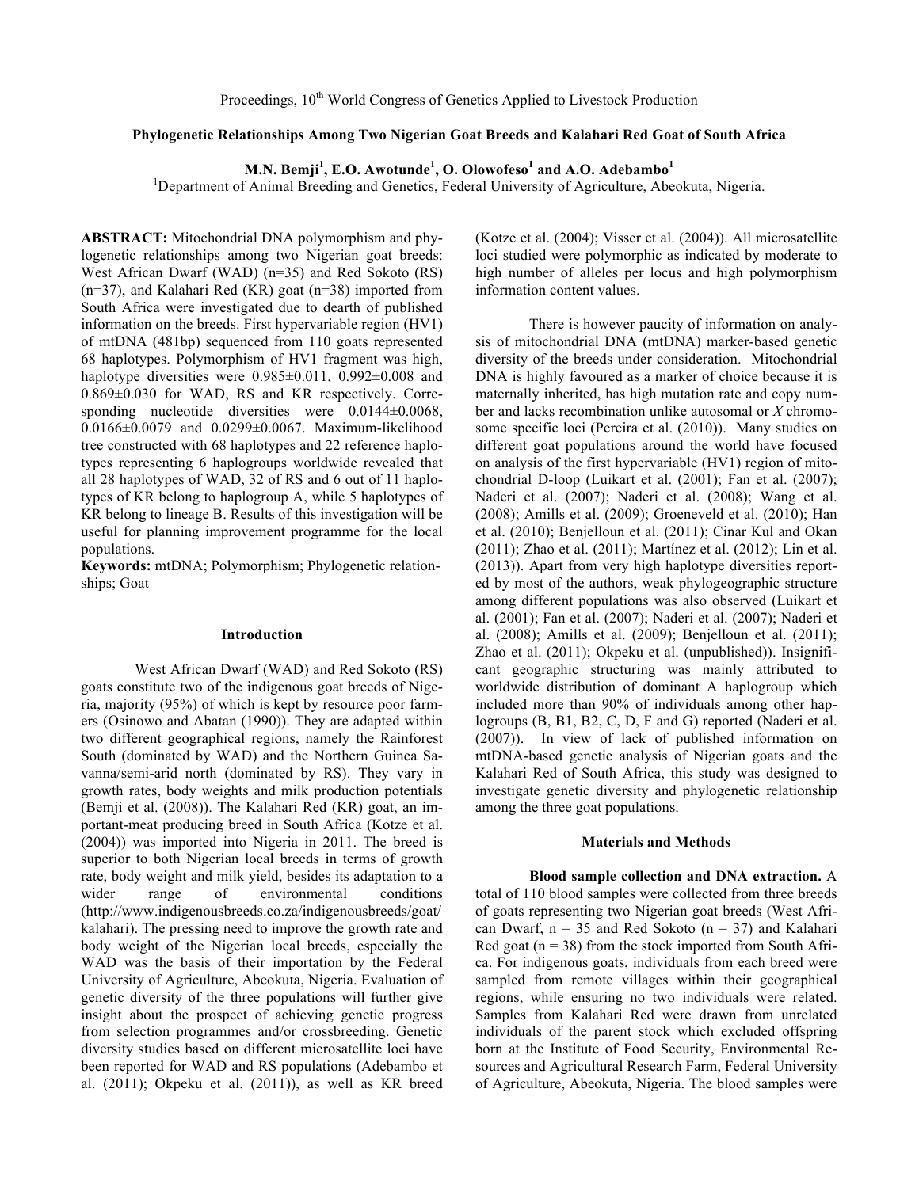# Phylogenetic Relationships Among Two Nigerian Goat Breeds and Kalahari Red Goat of South Africa

**M.N. Bemji[1], E.O. Awotunde[1], O. Olowofeso[1] and A.O. Adebambo[1]**

[1]Department of Animal Breeding and Genetics, Federal University of Agriculture, Abeokuta, Nigeria.

**ABSTRACT:** Mitochondrial DNA polymorphism and phylogenetic relationships among two Nigerian goat breeds: West African Dwarf (WAD) (n=35) and Red Sokoto (RS) (n=37), and Kalahari Red (KR) goat (n=38) imported from South Africa were investigated due to dearth of published information on the breeds. First hypervariable region (HV1) of mtDNA (481bp) sequenced from 110 goats represented 68 haplotypes. Polymorphism of HV1 fragment was high, haplotype diversities were 0.985±0.011, 0.992±0.008 and 0.869±0.030 for WAD, RS and KR respectively. Corresponding nucleotide diversities were 0.0144±0.0068, 0.0166±0.0079 and 0.0299±0.0067. Maximum-likelihood tree constructed with 68 haplotypes and 22 reference haplotypes representing 6 haplogroups worldwide revealed that all 28 haplotypes of WAD, 32 of RS and 6 out of 11 haplotypes of KR belong to haplogroup A, while 5 haplotypes of KR belong to lineage B. Results of this investigation will be useful for planning improvement programme for the local populations.

**Keywords:** mtDNA; Polymorphism; Phylogenetic relationships; Goat

## Introduction

West African Dwarf (WAD) and Red Sokoto (RS) goats constitute two of the indigenous goat breeds of Nigeria, majority (95%) of which is kept by resource poor farmers (Osinowo and Abatan (1990)). They are adapted within two different geographical regions, namely the Rainforest South (dominated by WAD) and the Northern Guinea Savanna/semi-arid north (dominated by RS). They vary in growth rates, body weights and milk production potentials (Bemji et al. (2008)). The Kalahari Red (KR) goat, an important-meat producing breed in South Africa (Kotze et al. (2004)) was imported into Nigeria in 2011. The breed is superior to both Nigerian local breeds in terms of growth rate, body weight and milk yield, besides its adaptation to a wider range of environmental conditions (http://www.indigenousbreeds.co.za/indigenousbreeds/goat/kalahari). The pressing need to improve the growth rate and body weight of the Nigerian local breeds, especially the WAD was the basis of their importation by the Federal University of Agriculture, Abeokuta, Nigeria. Evaluation of genetic diversity of the three populations will further give insight about the prospect of achieving genetic progress from selection programmes and/or crossbreeding. Genetic diversity studies based on different microsatellite loci have been reported for WAD and RS populations (Adebambo et al. (2011); Okpeku et al. (2011)), as well as KR breed (Kotze et al. (2004); Visser et al. (2004)). All microsatellite loci studied were polymorphic as indicated by moderate to high number of alleles per locus and high polymorphism information content values.

There is however paucity of information on analysis of mitochondrial DNA (mtDNA) marker-based genetic diversity of the breeds under consideration. Mitochondrial DNA is highly favoured as a marker of choice because it is maternally inherited, has high mutation rate and copy number and lacks recombination unlike autosomal or *X* chromosome specific loci (Pereira et al. (2010)). Many studies on different goat populations around the world have focused on analysis of the first hypervariable (HV1) region of mitochondrial D-loop (Luikart et al. (2001); Fan et al. (2007); Naderi et al. (2007); Naderi et al. (2008); Wang et al. (2008); Amills et al. (2009); Groeneveld et al. (2010); Han et al. (2010); Benjelloun et al. (2011); Cinar Kul and Okan (2011); Zhao et al. (2011); Martínez et al. (2012); Lin et al. (2013)). Apart from very high haplotype diversities reported by most of the authors, weak phylogeographic structure among different populations was also observed (Luikart et al. (2001); Fan et al. (2007); Naderi et al. (2007); Naderi et al. (2008); Amills et al. (2009); Benjelloun et al. (2011); Zhao et al. (2011); Okpeku et al. (unpublished)). Insignificant geographic structuring was mainly attributed to worldwide distribution of dominant A haplogroup which included more than 90% of individuals among other haplogroups (B, B1, B2, C, D, F and G) reported (Naderi et al. (2007)). In view of lack of published information on mtDNA-based genetic analysis of Nigerian goats and the Kalahari Red of South Africa, this study was designed to investigate genetic diversity and phylogenetic relationship among the three goat populations.

## Materials and Methods

**Blood sample collection and DNA extraction.** A total of 110 blood samples were collected from three breeds of goats representing two Nigerian goat breeds (West African Dwarf, n = 35 and Red Sokoto (n = 37) and Kalahari Red goat (n = 38) from the stock imported from South Africa. For indigenous goats, individuals from each breed were sampled from remote villages within their geographical regions, while ensuring no two individuals were related. Samples from Kalahari Red were drawn from unrelated individuals of the parent stock which excluded offspring born at the Institute of Food Security, Environmental Resources and Agricultural Research Farm, Federal University of Agriculture, Abeokuta, Nigeria. The blood samples were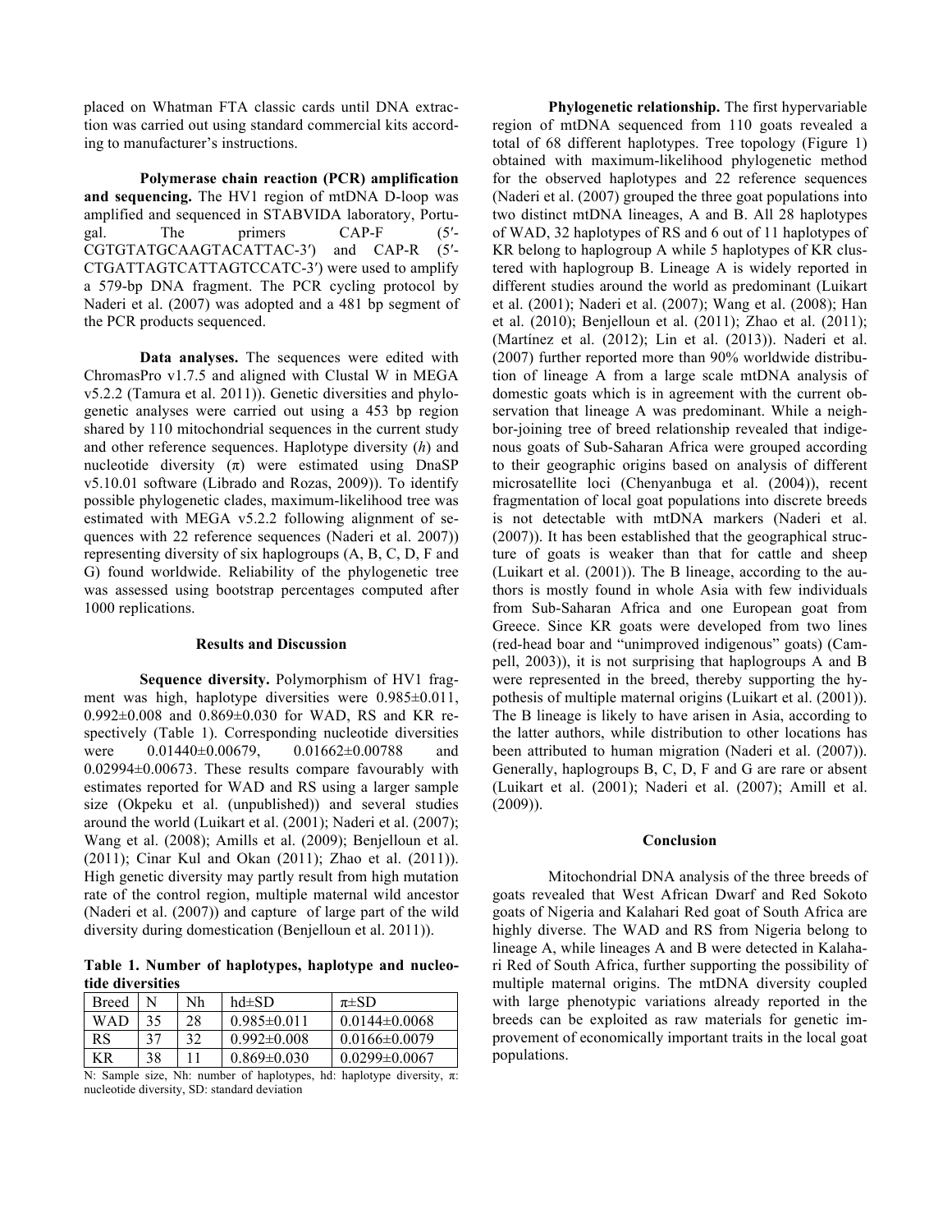placed on Whatman FTA classic cards until DNA extraction was carried out using standard commercial kits according to manufacturer's instructions.

**Polymerase chain reaction (PCR) amplification and sequencing.** The HV1 region of mtDNA D-loop was amplified and sequenced in STABVIDA laboratory, Portugal. The primers CAP-F (5′-CGTGTATGCAAGTACATTAC-3′) and CAP-R (5′-CTGATTAGTCATTAGTCCATC-3′) were used to amplify a 579-bp DNA fragment. The PCR cycling protocol by Naderi et al. (2007) was adopted and a 481 bp segment of the PCR products sequenced.

**Data analyses.** The sequences were edited with ChromasPro v1.7.5 and aligned with Clustal W in MEGA v5.2.2 (Tamura et al. 2011)). Genetic diversities and phylogenetic analyses were carried out using a 453 bp region shared by 110 mitochondrial sequences in the current study and other reference sequences. Haplotype diversity (*h*) and nucleotide diversity ($\pi$) were estimated using DnaSP v5.10.01 software (Librado and Rozas, 2009)). To identify possible phylogenetic clades, maximum-likelihood tree was estimated with MEGA v5.2.2 following alignment of sequences with 22 reference sequences (Naderi et al. 2007)) representing diversity of six haplogroups (A, B, C, D, F and G) found worldwide. Reliability of the phylogenetic tree was assessed using bootstrap percentages computed after 1000 replications.

## Results and Discussion

**Sequence diversity.** Polymorphism of HV1 fragment was high, haplotype diversities were 0.985±0.011, 0.992±0.008 and 0.869±0.030 for WAD, RS and KR respectively (Table 1). Corresponding nucleotide diversities were 0.01440±0.00679, 0.01662±0.00788 and 0.02994±0.00673. These results compare favourably with estimates reported for WAD and RS using a larger sample size (Okpeku et al. (unpublished)) and several studies around the world (Luikart et al. (2001); Naderi et al. (2007); Wang et al. (2008); Amills et al. (2009); Benjelloun et al. (2011); Cinar Kul and Okan (2011); Zhao et al. (2011)). High genetic diversity may partly result from high mutation rate of the control region, multiple maternal wild ancestor (Naderi et al. (2007)) and capture of large part of the wild diversity during domestication (Benjelloun et al. 2011)).

**Table 1. Number of haplotypes, haplotype and nucleotide diversities**

| Breed | N | Nh | hd±SD | π±SD |
|---|---|---|---|---|
| WAD | 35 | 28 | 0.985±0.011 | 0.0144±0.0068 |
| RS | 37 | 32 | 0.992±0.008 | 0.0166±0.0079 |
| KR | 38 | 11 | 0.869±0.030 | 0.0299±0.0067 |

N: Sample size, Nh: number of haplotypes, hd: haplotype diversity, $\pi$: nucleotide diversity, SD: standard deviation

**Phylogenetic relationship.** The first hypervariable region of mtDNA sequenced from 110 goats revealed a total of 68 different haplotypes. Tree topology (Figure 1) obtained with maximum-likelihood phylogenetic method for the observed haplotypes and 22 reference sequences (Naderi et al. (2007) grouped the three goat populations into two distinct mtDNA lineages, A and B. All 28 haplotypes of WAD, 32 haplotypes of RS and 6 out of 11 haplotypes of KR belong to haplogroup A while 5 haplotypes of KR clustered with haplogroup B. Lineage A is widely reported in different studies around the world as predominant (Luikart et al. (2001); Naderi et al. (2007); Wang et al. (2008); Han et al. (2010); Benjelloun et al. (2011); Zhao et al. (2011); (Martínez et al. (2012); Lin et al. (2013)). Naderi et al. (2007) further reported more than 90% worldwide distribution of lineage A from a large scale mtDNA analysis of domestic goats which is in agreement with the current observation that lineage A was predominant. While a neighbor-joining tree of breed relationship revealed that indigenous goats of Sub-Saharan Africa were grouped according to their geographic origins based on analysis of different microsatellite loci (Chenyanbuga et al. (2004)), recent fragmentation of local goat populations into discrete breeds is not detectable with mtDNA markers (Naderi et al. (2007)). It has been established that the geographical structure of goats is weaker than that for cattle and sheep (Luikart et al. (2001)). The B lineage, according to the authors is mostly found in whole Asia with few individuals from Sub-Saharan Africa and one European goat from Greece. Since KR goats were developed from two lines (red-head boar and "unimproved indigenous" goats) (Campell, 2003)), it is not surprising that haplogroups A and B were represented in the breed, thereby supporting the hypothesis of multiple maternal origins (Luikart et al. (2001)). The B lineage is likely to have arisen in Asia, according to the latter authors, while distribution to other locations has been attributed to human migration (Naderi et al. (2007)). Generally, haplogroups B, C, D, F and G are rare or absent (Luikart et al. (2001); Naderi et al. (2007); Amill et al. (2009)).

## Conclusion

Mitochondrial DNA analysis of the three breeds of goats revealed that West African Dwarf and Red Sokoto goats of Nigeria and Kalahari Red goat of South Africa are highly diverse. The WAD and RS from Nigeria belong to lineage A, while lineages A and B were detected in Kalahari Red of South Africa, further supporting the possibility of multiple maternal origins. The mtDNA diversity coupled with large phenotypic variations already reported in the breeds can be exploited as raw materials for genetic improvement of economically important traits in the local goat populations.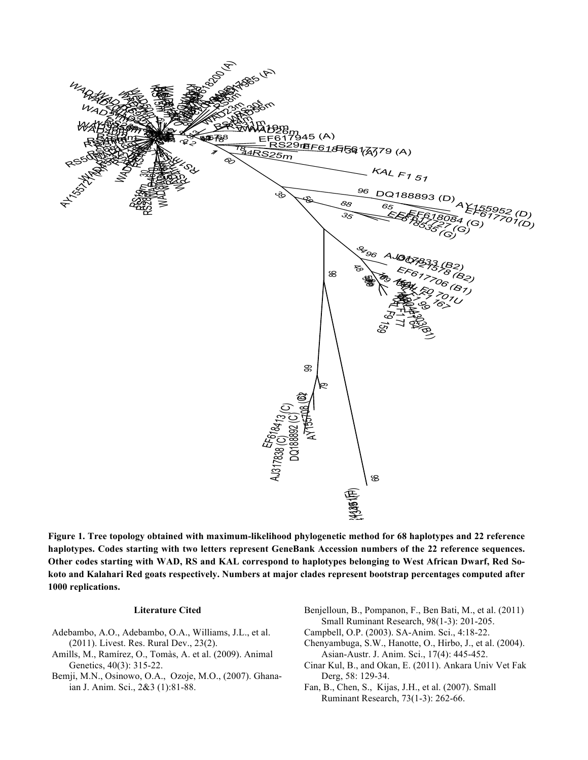**Figure 1. Tree topology obtained with maximum-likelihood phylogenetic method for 68 haplotypes and 22 reference haplotypes. Codes starting with two letters represent GeneBank Accession numbers of the 22 reference sequences. Other codes starting with WAD, RS and KAL correspond to haplotypes belonging to West African Dwarf, Red Sokoto and Kalahari Red goats respectively. Numbers at major clades represent bootstrap percentages computed after 1000 replications.**

#### Literature Cited

Adebambo, A.O., Adebambo, O.A., Williams, J.L., et al. (2011). Livest. Res. Rural Dev., 23(2).

Amills, M., Ramírez, O., Tomàs, A. et al. (2009). Animal Genetics, 40(3): 315-22.

Bemji, M.N., Osinowo, O.A., Ozoje, M.O., (2007). Ghanaian J. Anim. Sci., 2&3 (1):81-88.

Benjelloun, B., Pompanon, F., Ben Bati, M., et al. (2011) Small Ruminant Research, 98(1-3): 201-205.

Campbell, O.P. (2003). SA-Anim. Sci., 4:18-22.

Chenyambuga, S.W., Hanotte, O., Hirbo, J., et al. (2004). Asian-Austr. J. Anim. Sci., 17(4): 445-452.

Cinar Kul, B., and Okan, E. (2011). Ankara Univ Vet Fak Derg, 58: 129-34.

Fan, B., Chen, S., Kijas, J.H., et al. (2007). Small Ruminant Research, 73(1-3): 262-66.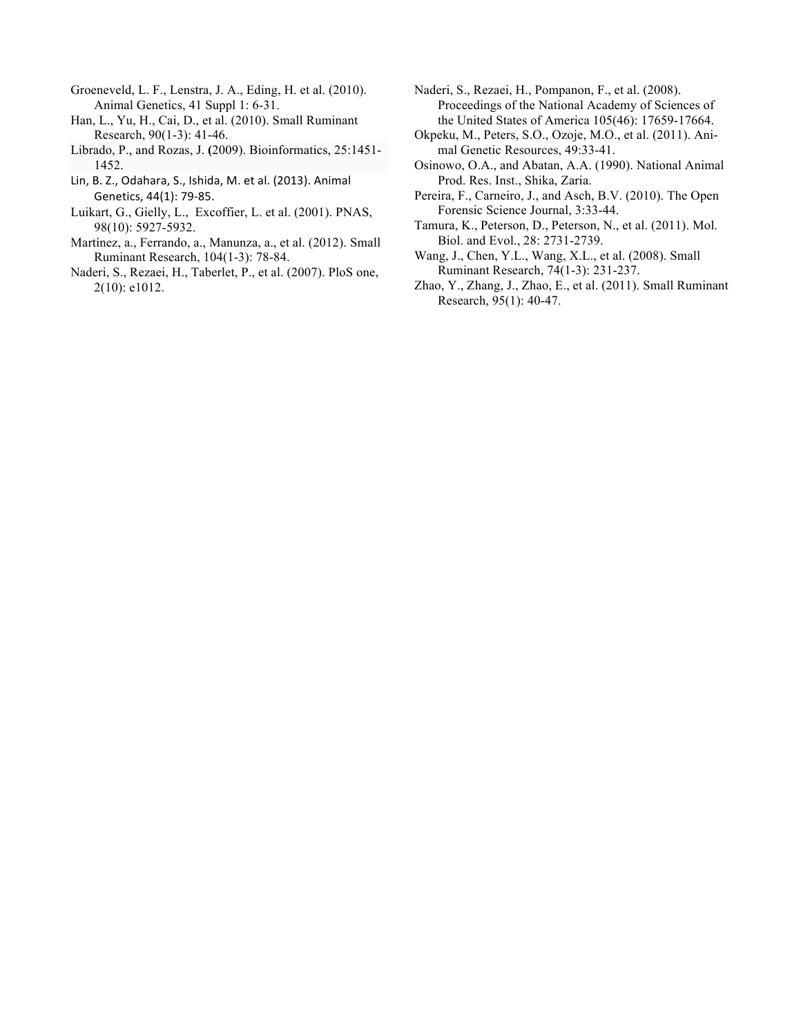Groeneveld, L. F., Lenstra, J. A., Eding, H. et al. (2010). Animal Genetics, 41 Suppl 1: 6-31.

Han, L., Yu, H., Cai, D., et al. (2010). Small Ruminant Research, 90(1-3): 41-46.

Librado, P., and Rozas, J. (2009). Bioinformatics, 25:1451-1452.

Lin, B. Z., Odahara, S., Ishida, M. et al. (2013). Animal Genetics, 44(1): 79-85.

Luikart, G., Gielly, L., Excoffier, L. et al. (2001). PNAS, 98(10): 5927-5932.

Martínez, a., Ferrando, a., Manunza, a., et al. (2012). Small Ruminant Research, 104(1-3): 78-84.

Naderi, S., Rezaei, H., Taberlet, P., et al. (2007). PloS one, 2(10): e1012.

Naderi, S., Rezaei, H., Pompanon, F., et al. (2008). Proceedings of the National Academy of Sciences of the United States of America 105(46): 17659-17664.

Okpeku, M., Peters, S.O., Ozoje, M.O., et al. (2011). Animal Genetic Resources, 49:33-41.

Osinowo, O.A., and Abatan, A.A. (1990). National Animal Prod. Res. Inst., Shika, Zaria.

Pereira, F., Carneiro, J., and Asch, B.V. (2010). The Open Forensic Science Journal, 3:33-44.

Tamura, K., Peterson, D., Peterson, N., et al. (2011). Mol. Biol. and Evol., 28: 2731-2739.

Wang, J., Chen, Y.L., Wang, X.L., et al. (2008). Small Ruminant Research, 74(1-3): 231-237.

Zhao, Y., Zhang, J., Zhao, E., et al. (2011). Small Ruminant Research, 95(1): 40-47.